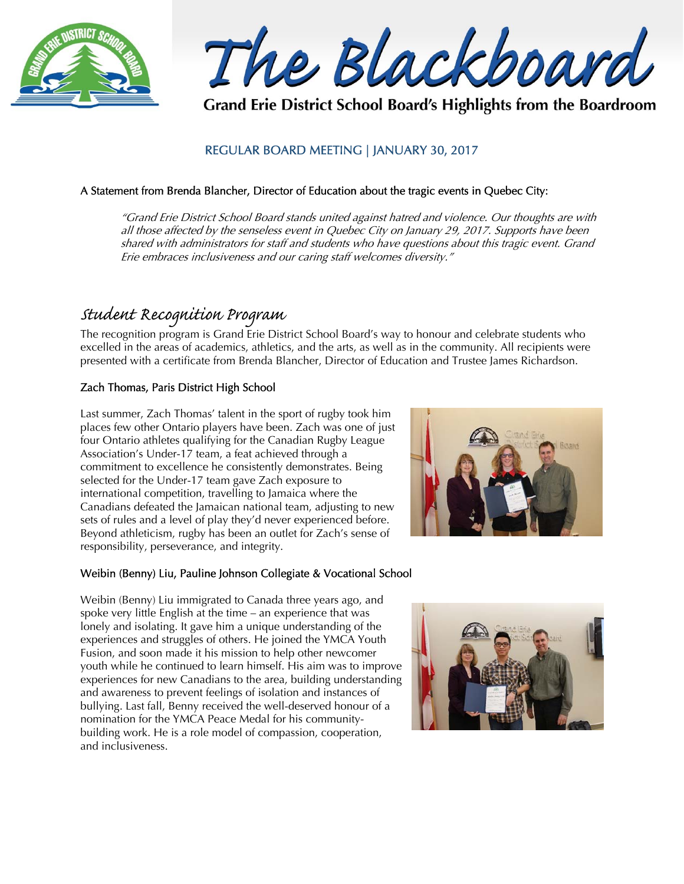# The Blackboard

**Grand Erie District School Board's Highlights from the Boardroom**

REGULAR BOARD MEETING | JANUARY 30, 2017

A Statement from Brenda Blancher, Director of Education about the tragic events in Quebec City:

> *"Grand Erie District School Board stands united against hatred and violence. Our thoughts are with all those affected by the senseless event in Quebec City on January 29, 2017. Supports have been shared with administrators for staff and students who have questions about this tragic event. Grand Erie embraces inclusiveness and our caring staff welcomes diversity."*

## Student Recognition Program

The recognition program is Grand Erie District School Board's way to honour and celebrate students who excelled in the areas of academics, athletics, and the arts, as well as in the community. All recipients were presented with a certificate from Brenda Blancher, Director of Education and Trustee James Richardson.

### Zach Thomas, Paris District High School

Last summer, Zach Thomas' talent in the sport of rugby took him places few other Ontario players have been. Zach was one of just four Ontario athletes qualifying for the Canadian Rugby League Association's Under-17 team, a feat achieved through a commitment to excellence he consistently demonstrates. Being selected for the Under-17 team gave Zach exposure to international competition, travelling to Jamaica where the Canadians defeated the Jamaican national team, adjusting to new sets of rules and a level of play they'd never experienced before. Beyond athleticism, rugby has been an outlet for Zach's sense of responsibility, perseverance, and integrity.

### Weibin (Benny) Liu, Pauline Johnson Collegiate & Vocational School

Weibin (Benny) Liu immigrated to Canada three years ago, and spoke very little English at the time – an experience that was lonely and isolating. It gave him a unique understanding of the experiences and struggles of others. He joined the YMCA Youth Fusion, and soon made it his mission to help other newcomer youth while he continued to learn himself. His aim was to improve experiences for new Canadians to the area, building understanding and awareness to prevent feelings of isolation and instances of bullying. Last fall, Benny received the well-deserved honour of a nomination for the YMCA Peace Medal for his community-building work. He is a role model of compassion, cooperation, and inclusiveness.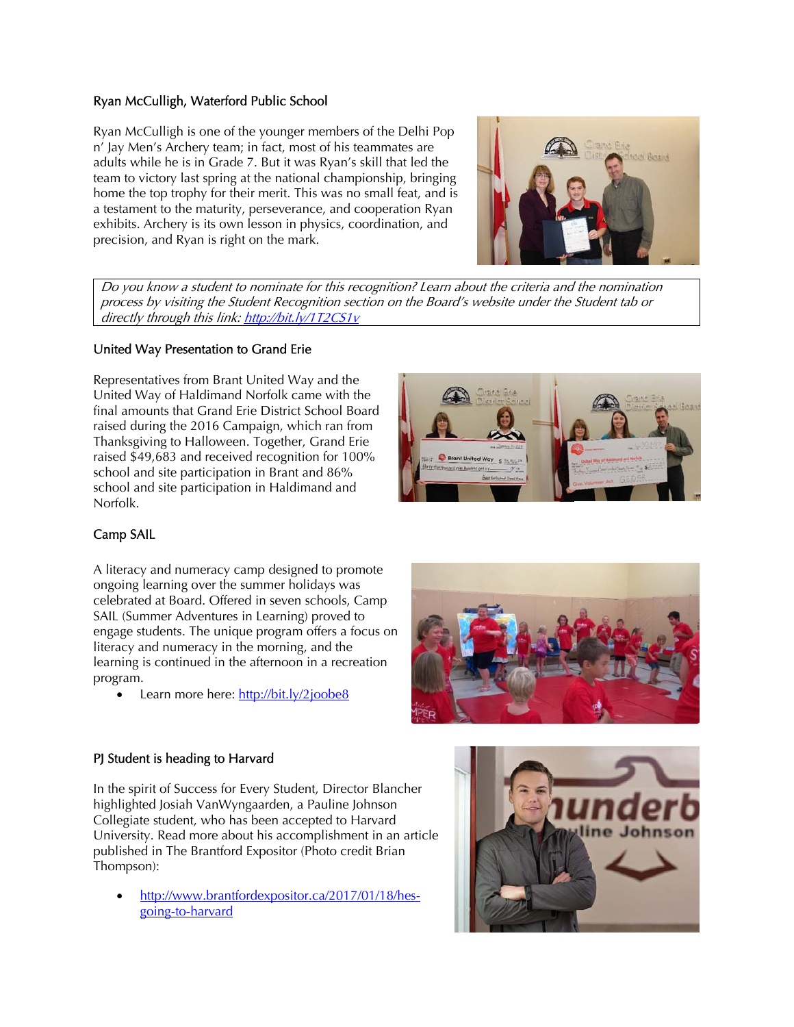### Ryan McCulligh, Waterford Public School

Ryan McCulligh is one of the younger members of the Delhi Pop n' Jay Men's Archery team; in fact, most of his teammates are adults while he is in Grade 7. But it was Ryan's skill that led the team to victory last spring at the national championship, bringing home the top trophy for their merit. This was no small feat, and is a testament to the maturity, perseverance, and cooperation Ryan exhibits. Archery is its own lesson in physics, coordination, and precision, and Ryan is right on the mark.

*Do you know a student to nominate for this recognition? Learn about the criteria and the nomination process by visiting the Student Recognition section on the Board's website under the Student tab or directly through this link: [http://bit.ly/1T2CS1v](http://bit.ly/1T2CS1v)*

### United Way Presentation to Grand Erie

Representatives from Brant United Way and the United Way of Haldimand Norfolk came with the final amounts that Grand Erie District School Board raised during the 2016 Campaign, which ran from Thanksgiving to Halloween. Together, Grand Erie raised $49,683 and received recognition for 100% school and site participation in Brant and 86% school and site participation in Haldimand and Norfolk.

### Camp SAIL

A literacy and numeracy camp designed to promote ongoing learning over the summer holidays was celebrated at Board. Offered in seven schools, Camp SAIL (Summer Adventures in Learning) proved to engage students. The unique program offers a focus on literacy and numeracy in the morning, and the learning is continued in the afternoon in a recreation program.

- Learn more here: [http://bit.ly/2joobe8](http://bit.ly/2joobe8)

### PJ Student is heading to Harvard

In the spirit of Success for Every Student, Director Blancher highlighted Josiah VanWyngaarden, a Pauline Johnson Collegiate student, who has been accepted to Harvard University. Read more about his accomplishment in an article published in The Brantford Expositor (Photo credit Brian Thompson):

- [http://www.brantfordexpositor.ca/2017/01/18/hes-going-to-harvard](http://www.brantfordexpositor.ca/2017/01/18/hes-going-to-harvard)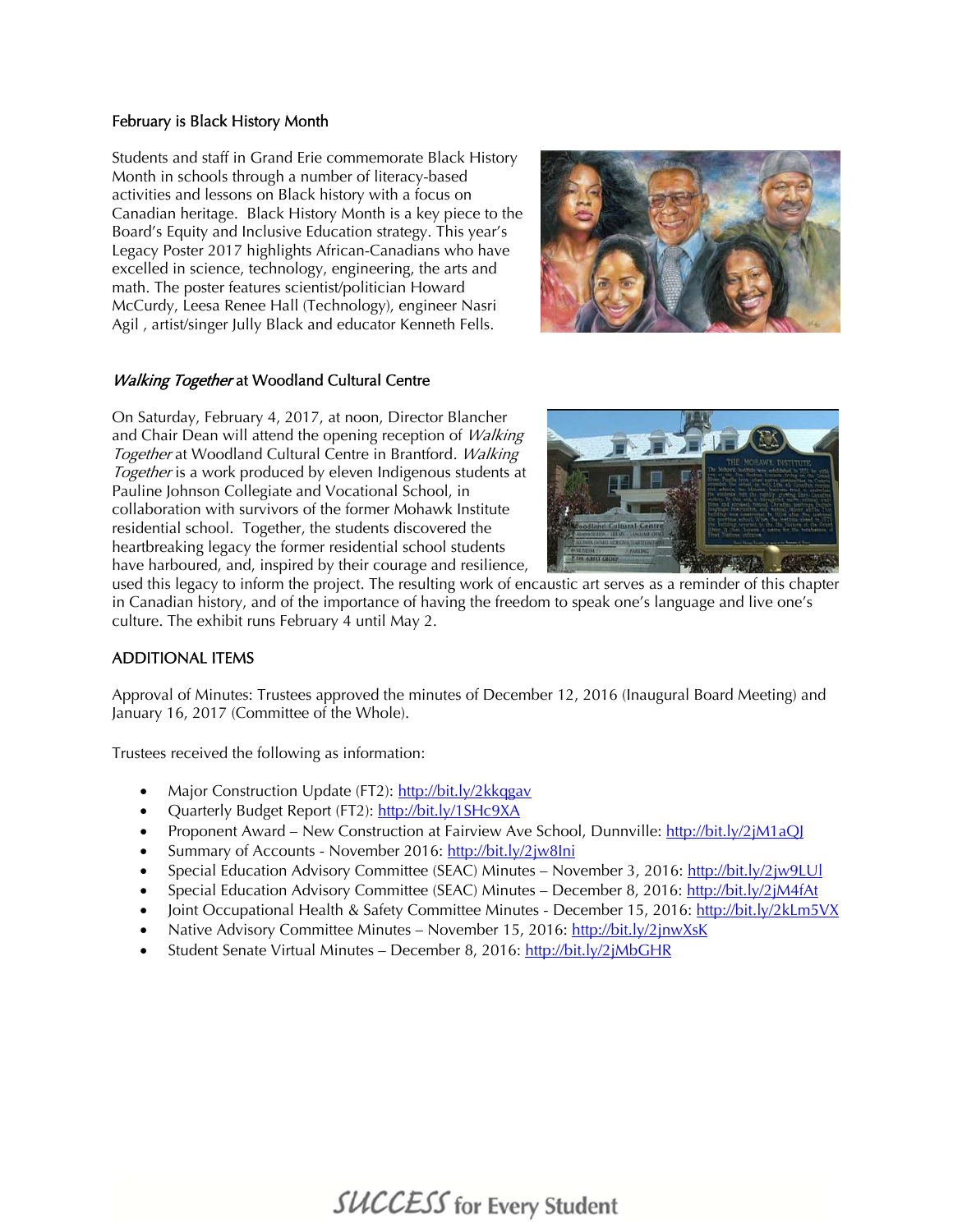## February is Black History Month

Students and staff in Grand Erie commemorate Black History Month in schools through a number of literacy-based activities and lessons on Black history with a focus on Canadian heritage. Black History Month is a key piece to the Board's Equity and Inclusive Education strategy. This year's Legacy Poster 2017 highlights African-Canadians who have excelled in science, technology, engineering, the arts and math. The poster features scientist/politician Howard McCurdy, Leesa Renee Hall (Technology), engineer Nasri Agil , artist/singer Jully Black and educator Kenneth Fells.

## *Walking Together* at Woodland Cultural Centre

On Saturday, February 4, 2017, at noon, Director Blancher and Chair Dean will attend the opening reception of *Walking Together* at Woodland Cultural Centre in Brantford. *Walking Together* is a work produced by eleven Indigenous students at Pauline Johnson Collegiate and Vocational School, in collaboration with survivors of the former Mohawk Institute residential school. Together, the students discovered the heartbreaking legacy the former residential school students have harboured, and, inspired by their courage and resilience, used this legacy to inform the project. The resulting work of encaustic art serves as a reminder of this chapter in Canadian history, and of the importance of having the freedom to speak one's language and live one's culture. The exhibit runs February 4 until May 2.

## ADDITIONAL ITEMS

Approval of Minutes: Trustees approved the minutes of December 12, 2016 (Inaugural Board Meeting) and January 16, 2017 (Committee of the Whole).

Trustees received the following as information:

- Major Construction Update (FT2): http://bit.ly/2kkqgav
- Quarterly Budget Report (FT2): http://bit.ly/1SHc9XA
- Proponent Award – New Construction at Fairview Ave School, Dunnville: http://bit.ly/2jM1aQJ
- Summary of Accounts - November 2016: http://bit.ly/2jw8Ini
- Special Education Advisory Committee (SEAC) Minutes – November 3, 2016: http://bit.ly/2jw9LUl
- Special Education Advisory Committee (SEAC) Minutes – December 8, 2016: http://bit.ly/2jM4fAt
- Joint Occupational Health & Safety Committee Minutes - December 15, 2016: http://bit.ly/2kLm5VX
- Native Advisory Committee Minutes – November 15, 2016: http://bit.ly/2jnwXsK
- Student Senate Virtual Minutes – December 8, 2016: http://bit.ly/2jMbGHR